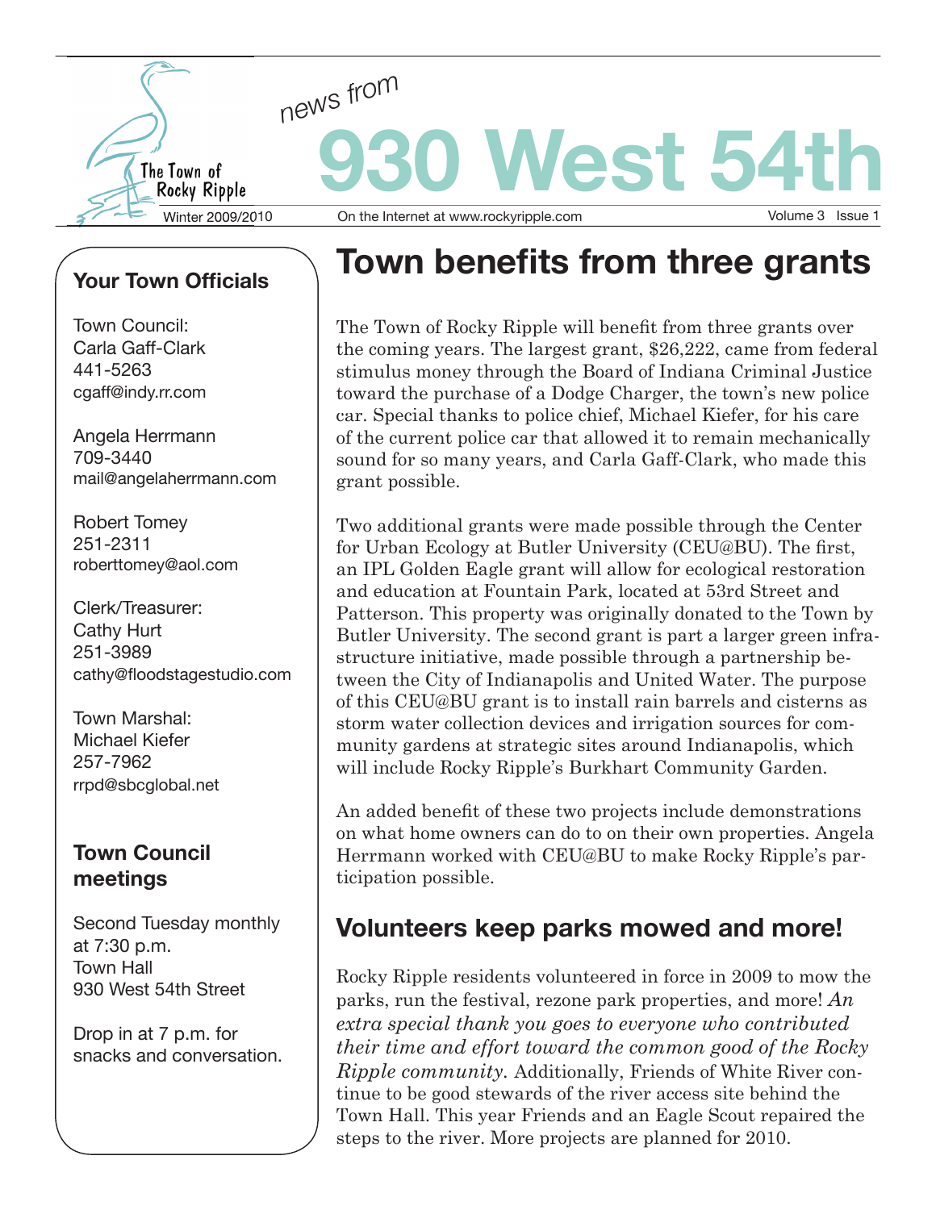The Town of Rocky Ripple

news from

# 930 West 54th

Winter 2009/2010 — On the Internet at www.rockyripple.com — Volume 3 Issue 1

## Town benefits from three grants

The Town of Rocky Ripple will benefit from three grants over the coming years. The largest grant, $26,222, came from federal stimulus money through the Board of Indiana Criminal Justice toward the purchase of a Dodge Charger, the town's new police car. Special thanks to police chief, Michael Kiefer, for his care of the current police car that allowed it to remain mechanically sound for so many years, and Carla Gaff-Clark, who made this grant possible.

Two additional grants were made possible through the Center for Urban Ecology at Butler University (CEU@BU). The first, an IPL Golden Eagle grant will allow for ecological restoration and education at Fountain Park, located at 53rd Street and Patterson. This property was originally donated to the Town by Butler University. The second grant is part a larger green infrastructure initiative, made possible through a partnership between the City of Indianapolis and United Water. The purpose of this CEU@BU grant is to install rain barrels and cisterns as storm water collection devices and irrigation sources for community gardens at strategic sites around Indianapolis, which will include Rocky Ripple's Burkhart Community Garden.

An added benefit of these two projects include demonstrations on what home owners can do to on their own properties. Angela Herrmann worked with CEU@BU to make Rocky Ripple's participation possible.

## Volunteers keep parks mowed and more!

Rocky Ripple residents volunteered in force in 2009 to mow the parks, run the festival, rezone park properties, and more! *An extra special thank you goes to everyone who contributed their time and effort toward the common good of the Rocky Ripple community.* Additionally, Friends of White River continue to be good stewards of the river access site behind the Town Hall. This year Friends and an Eagle Scout repaired the steps to the river. More projects are planned for 2010.

### Your Town Officials

Town Council:
Carla Gaff-Clark
441-5263
cgaff@indy.rr.com

Angela Herrmann
709-3440
mail@angelaherrmann.com

Robert Tomey
251-2311
roberttomey@aol.com

Clerk/Treasurer:
Cathy Hurt
251-3989
cathy@floodstagestudio.com

Town Marshal:
Michael Kiefer
257-7962
rrpd@sbcglobal.net

### Town Council meetings

Second Tuesday monthly at 7:30 p.m.
Town Hall
930 West 54th Street

Drop in at 7 p.m. for snacks and conversation.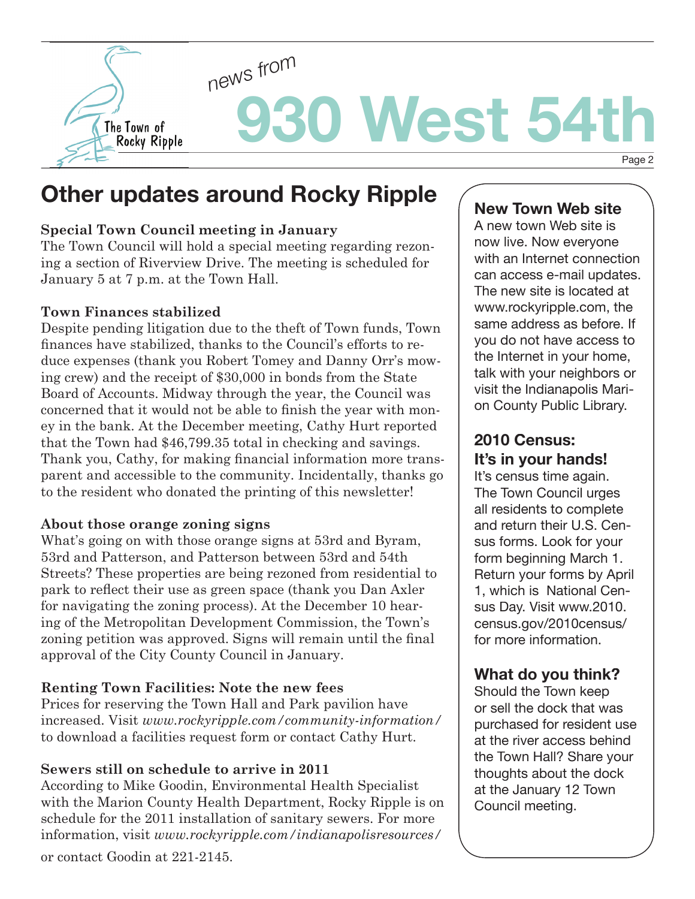# Other updates around Rocky Ripple

**Special Town Council meeting in January**

The Town Council will hold a special meeting regarding rezoning a section of Riverview Drive. The meeting is scheduled for January 5 at 7 p.m. at the Town Hall.

**Town Finances stabilized**

Despite pending litigation due to the theft of Town funds, Town finances have stabilized, thanks to the Council's efforts to reduce expenses (thank you Robert Tomey and Danny Orr's mowing crew) and the receipt of $30,000 in bonds from the State Board of Accounts. Midway through the year, the Council was concerned that it would not be able to finish the year with money in the bank. At the December meeting, Cathy Hurt reported that the Town had $46,799.35 total in checking and savings. Thank you, Cathy, for making financial information more transparent and accessible to the community. Incidentally, thanks go to the resident who donated the printing of this newsletter!

**About those orange zoning signs**

What's going on with those orange signs at 53rd and Byram, 53rd and Patterson, and Patterson between 53rd and 54th Streets? These properties are being rezoned from residential to park to reflect their use as green space (thank you Dan Axler for navigating the zoning process). At the December 10 hearing of the Metropolitan Development Commission, the Town's zoning petition was approved. Signs will remain until the final approval of the City County Council in January.

**Renting Town Facilities: Note the new fees**

Prices for reserving the Town Hall and Park pavilion have increased. Visit *www.rockyripple.com/community-information/* to download a facilities request form or contact Cathy Hurt.

**Sewers still on schedule to arrive in 2011**

According to Mike Goodin, Environmental Health Specialist with the Marion County Health Department, Rocky Ripple is on schedule for the 2011 installation of sanitary sewers. For more information, visit *www.rockyripple.com/indianapolisresources/* or contact Goodin at 221-2145.

## New Town Web site

A new town Web site is now live. Now everyone with an Internet connection can access e-mail updates. The new site is located at www.rockyripple.com, the same address as before. If you do not have access to the Internet in your home, talk with your neighbors or visit the Indianapolis Marion County Public Library.

## 2010 Census: It's in your hands!

It's census time again. The Town Council urges all residents to complete and return their U.S. Census forms. Look for your form beginning March 1. Return your forms by April 1, which is National Census Day. Visit www.2010.census.gov/2010census/ for more information.

## What do you think?

Should the Town keep or sell the dock that was purchased for resident use at the river access behind the Town Hall? Share your thoughts about the dock at the January 12 Town Council meeting.